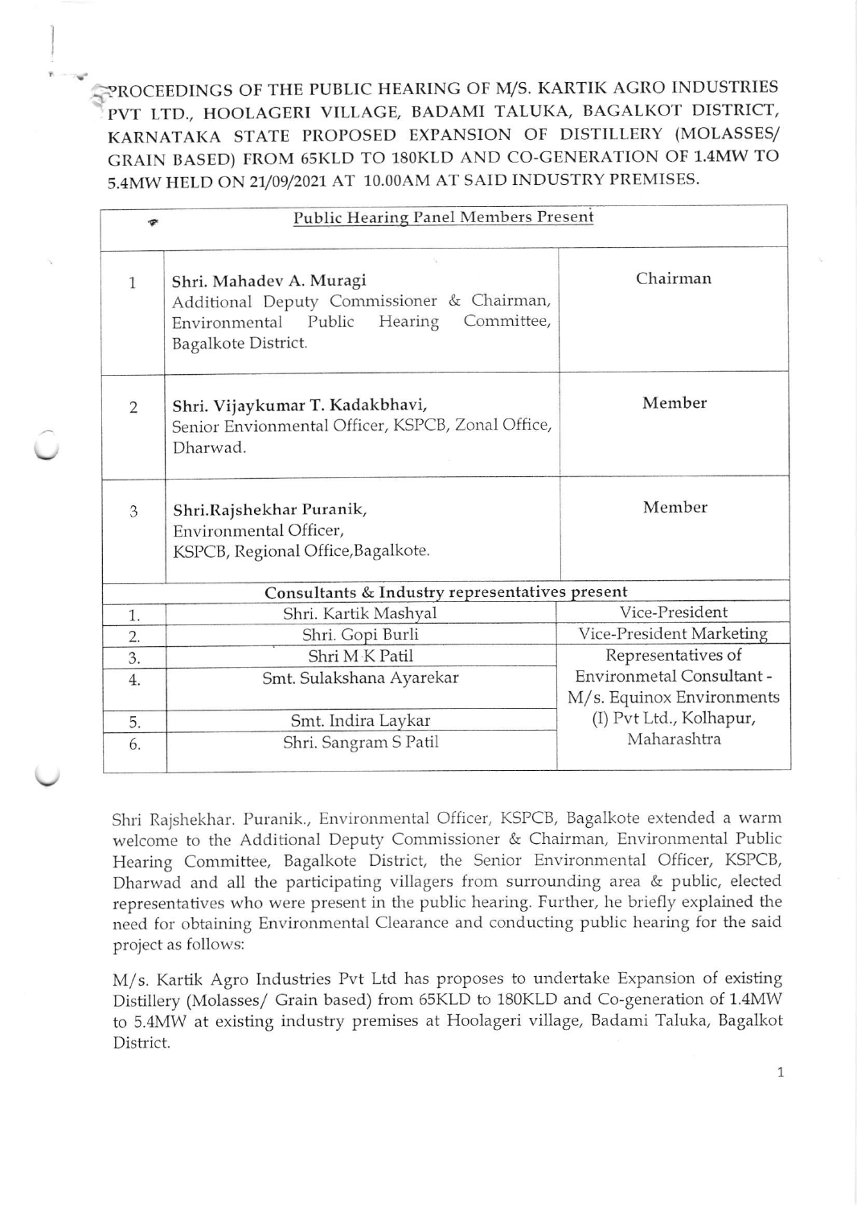# PROCEEDINGS OF THE PUBLIC HEARING OF M/S. KARTIK AGRO INDUSTRIES PVT LTD., HOOLAGERI VILLAGE, BADAMI TALUKA, BAGALKOT DISTRICT, KARNATAKA STATE PROPOSED EXPANSION OF DISTILLERY (MOLASSES/ GRAIN BASED) FROM 65KLD TO 180KLD AND CO-GENERATION OF 1.4MW TO 5.4MW HELD ON 21/09/2021 AT 10.00AM AT SAID INDUSTRY PREMISES.

| Public Hearing Panel Members Present | | |
|---|---|---|
| 1 | Shri. Mahadev A. Muragi<br>Additional Deputy Commissioner & Chairman, Environmental Public Hearing Committee, Bagalkote District. | Chairman |
| 2 | Shri. Vijaykumar T. Kadakbhavi,<br>Senior Envionmental Officer, KSPCB, Zonal Office, Dharwad. | Member |
| 3 | Shri.Rajshekhar Puranik,<br>Environmental Officer,<br>KSPCB, Regional Office,Bagalkote. | Member |
| **Consultants & Industry representatives present** | | |
| 1. | Shri. Kartik Mashyal | Vice-President |
| 2. | Shri. Gopi Burli | Vice-President Marketing |
| 3. | Shri M K Patil | Representatives of Environmetal Consultant - M/s. Equinox Environments (I) Pvt Ltd., Kolhapur, Maharashtra |
| 4. | Smt. Sulakshana Ayarekar | |
| 5. | Smt. Indira Laykar | |
| 6. | Shri. Sangram S Patil | |

Shri Rajshekhar. Puranik., Environmental Officer, KSPCB, Bagalkote extended a warm welcome to the Additional Deputy Commissioner & Chairman, Environmental Public Hearing Committee, Bagalkote District, the Senior Environmental Officer, KSPCB, Dharwad and all the participating villagers from surrounding area & public, elected representatives who were present in the public hearing. Further, he briefly explained the need for obtaining Environmental Clearance and conducting public hearing for the said project as follows:

M/s. Kartik Agro Industries Pvt Ltd has proposes to undertake Expansion of existing Distillery (Molasses/ Grain based) from 65KLD to 180KLD and Co-generation of 1.4MW to 5.4MW at existing industry premises at Hoolageri village, Badami Taluka, Bagalkot District.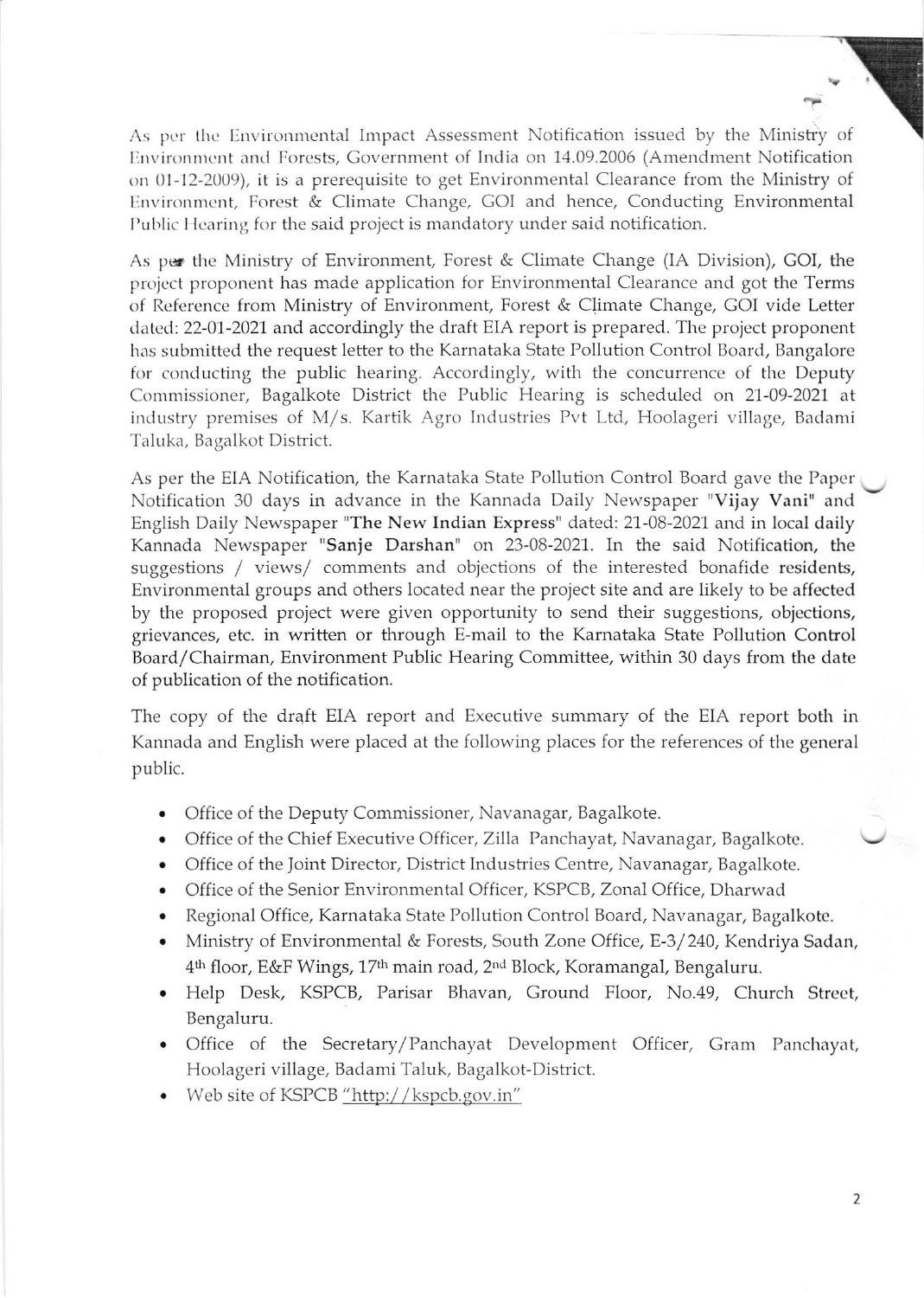As per the Environmental Impact Assessment Notification issued by the Ministry of Environment and Forests, Government of India on 14.09.2006 (Amendment Notification on 01-12-2009), it is a prerequisite to get Environmental Clearance from the Ministry of Environment, Forest & Climate Change, GOI and hence, Conducting Environmental Public Hearing for the said project is mandatory under said notification.

As per the Ministry of Environment, Forest & Climate Change (IA Division), GOI, the project proponent has made application for Environmental Clearance and got the Terms of Reference from Ministry of Environment, Forest & Climate Change, GOI vide Letter dated: 22-01-2021 and accordingly the draft EIA report is prepared. The project proponent has submitted the request letter to the Karnataka State Pollution Control Board, Bangalore for conducting the public hearing. Accordingly, with the concurrence of the Deputy Commissioner, Bagalkote District the Public Hearing is scheduled on 21-09-2021 at industry premises of M/s. Kartik Agro Industries Pvt Ltd, Hoolageri village, Badami Taluka, Bagalkot District.

As per the EIA Notification, the Karnataka State Pollution Control Board gave the Paper Notification 30 days in advance in the Kannada Daily Newspaper "**Vijay Vani**" and English Daily Newspaper "**The New Indian Express**" dated: 21-08-2021 and in local daily Kannada Newspaper "**Sanje Darshan**" on 23-08-2021. In the said Notification, the suggestions / views/ comments and objections of the interested bonafide residents, Environmental groups and others located near the project site and are likely to be affected by the proposed project were given opportunity to send their suggestions, objections, grievances, etc. in written or through E-mail to the Karnataka State Pollution Control Board/Chairman, Environment Public Hearing Committee, within 30 days from the date of publication of the notification.

The copy of the draft EIA report and Executive summary of the EIA report both in Kannada and English were placed at the following places for the references of the general public.

- Office of the Deputy Commissioner, Navanagar, Bagalkote.
- Office of the Chief Executive Officer, Zilla Panchayat, Navanagar, Bagalkote.
- Office of the Joint Director, District Industries Centre, Navanagar, Bagalkote.
- Office of the Senior Environmental Officer, KSPCB, Zonal Office, Dharwad
- Regional Office, Karnataka State Pollution Control Board, Navanagar, Bagalkote.
- Ministry of Environmental & Forests, South Zone Office, E-3/240, Kendriya Sadan, 4th floor, E&F Wings, 17th main road, 2nd Block, Koramangal, Bengaluru.
- Help Desk, KSPCB, Parisar Bhavan, Ground Floor, No.49, Church Street, Bengaluru.
- Office of the Secretary/Panchayat Development Officer, Gram Panchayat, Hoolageri village, Badami Taluk, Bagalkot-District.
- Web site of KSPCB "http://kspcb.gov.in"